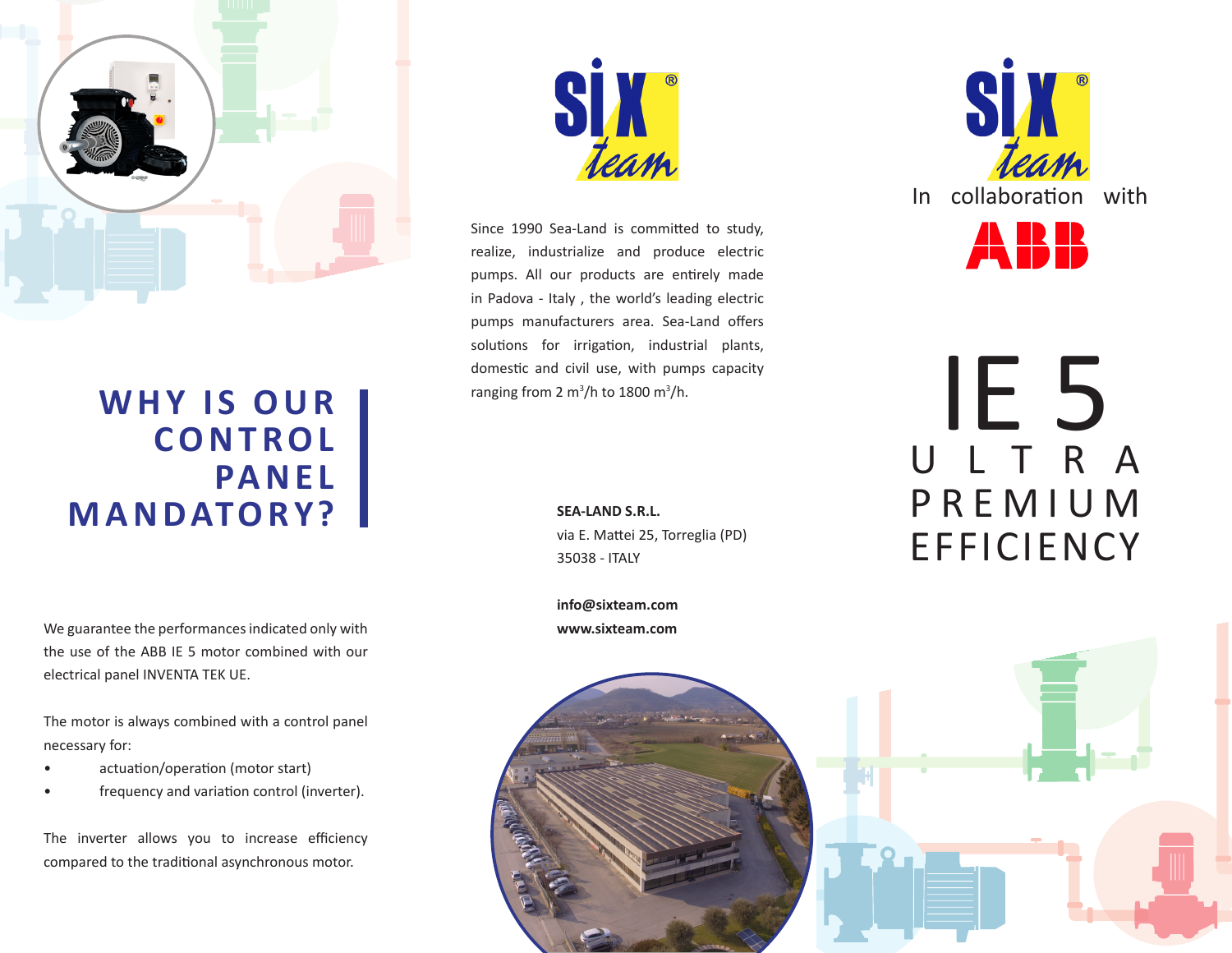# WHY IS OUR CONTROL PANEL MANDATORY?

We guarantee the performances indicated only with the use of the ABB IE 5 motor combined with our electrical panel INVENTA TEK UE.

The motor is always combined with a control panel necessary for:

- actuation/operation (motor start)
- frequency and variation control (inverter).

The inverter allows you to increase efficiency compared to the traditional asynchronous motor.

SIX team®

Since 1990 Sea-Land is committed to study, realize, industrialize and produce electric pumps. All our products are entirely made in Padova - Italy , the world's leading electric pumps manufacturers area. Sea-Land offers solutions for irrigation, industrial plants, domestic and civil use, with pumps capacity ranging from 2 $m^3$/h to 1800 $m^3$/h.

**SEA-LAND S.R.L.**
via E. Mattei 25, Torreglia (PD)
35038 - ITALY

**info@sixteam.com**
**www.sixteam.com**

SIX team®

In collaboration with

ABB

# IE 5

## ULTRA PREMIUM EFFICIENCY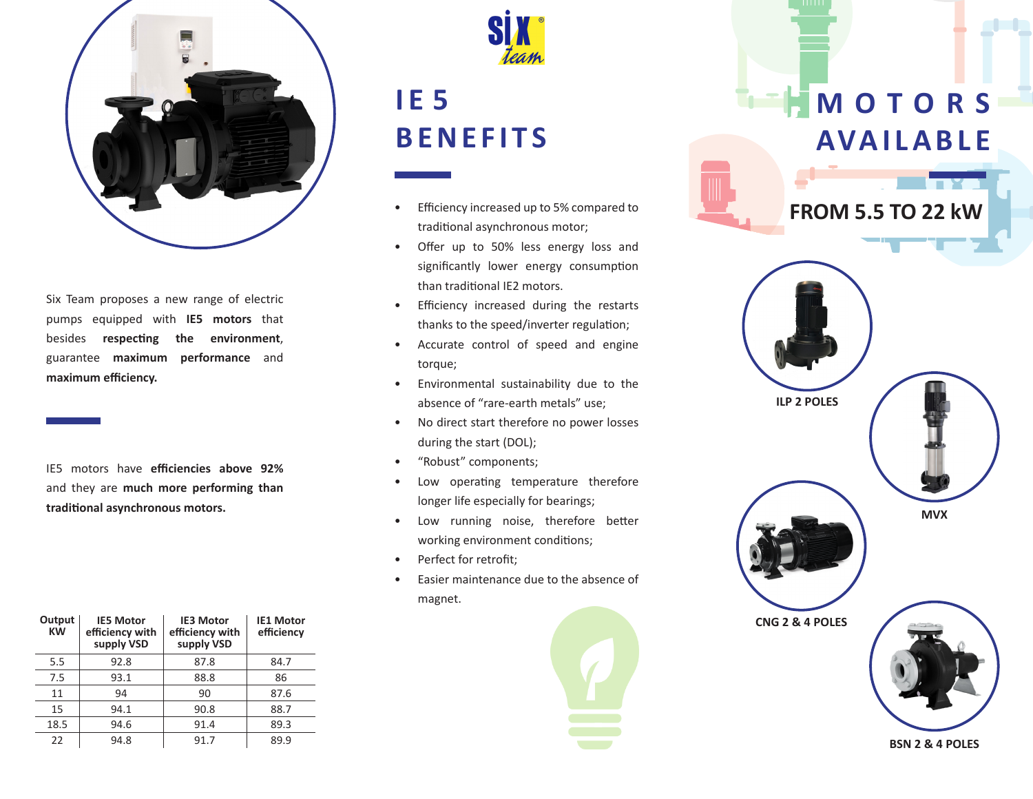Six Team proposes a new range of electric pumps equipped with **IE5 motors** that besides **respecting the environment**, guarantee **maximum performance** and **maximum efficiency.**

IE5 motors have **efficiencies above 92%** and they are **much more performing than traditional asynchronous motors.**

| Output KW | IE5 Motor efficiency with supply VSD | IE3 Motor efficiency with supply VSD | IE1 Motor efficiency |
|---|---|---|---|
| 5.5 | 92.8 | 87.8 | 84.7 |
| 7.5 | 93.1 | 88.8 | 86 |
| 11 | 94 | 90 | 87.6 |
| 15 | 94.1 | 90.8 | 88.7 |
| 18.5 | 94.6 | 91.4 | 89.3 |
| 22 | 94.8 | 91.7 | 89.9 |

# IE5 BENEFITS

- Efficiency increased up to 5% compared to traditional asynchronous motor;
- Offer up to 50% less energy loss and significantly lower energy consumption than traditional IE2 motors.
- Efficiency increased during the restarts thanks to the speed/inverter regulation;
- Accurate control of speed and engine torque;
- Environmental sustainability due to the absence of "rare-earth metals" use;
- No direct start therefore no power losses during the start (DOL);
- "Robust" components;
- Low operating temperature therefore longer life especially for bearings;
- Low running noise, therefore better working environment conditions;
- Perfect for retrofit;
- Easier maintenance due to the absence of magnet.

# MOTORS AVAILABLE

## FROM 5.5 TO 22 kW

ILP 2 POLES

MVX

CNG 2 & 4 POLES

BSN 2 & 4 POLES